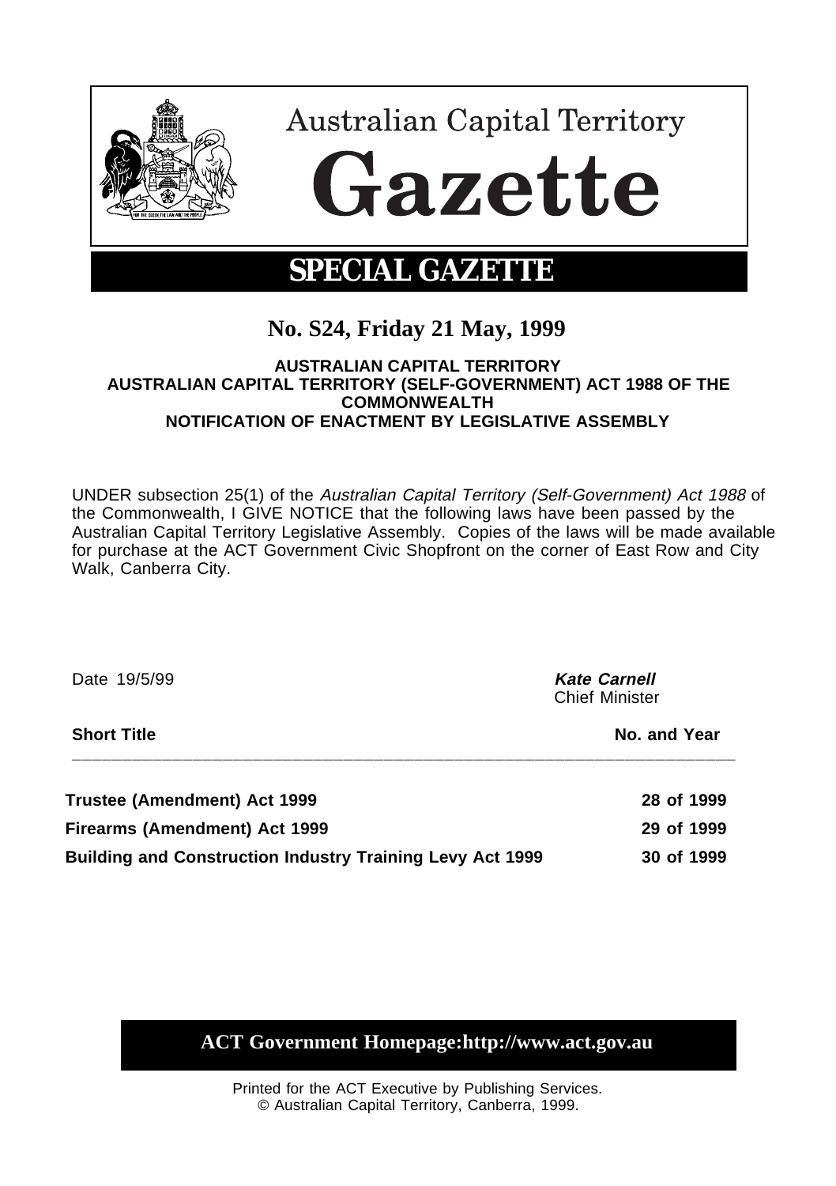# Australian Capital Territory Gazette

## SPECIAL GAZETTE

### No. S24, Friday 21 May, 1999

**AUSTRALIAN CAPITAL TERRITORY**
**AUSTRALIAN CAPITAL TERRITORY (SELF-GOVERNMENT) ACT 1988 OF THE COMMONWEALTH**
**NOTIFICATION OF ENACTMENT BY LEGISLATIVE ASSEMBLY**

UNDER subsection 25(1) of the *Australian Capital Territory (Self-Government) Act 1988* of the Commonwealth, I GIVE NOTICE that the following laws have been passed by the Australian Capital Territory Legislative Assembly. Copies of the laws will be made available for purchase at the ACT Government Civic Shopfront on the corner of East Row and City Walk, Canberra City.

Date 19/5/99

***Kate Carnell***
Chief Minister

| Short Title | No. and Year |
|---|---|
| **Trustee (Amendment) Act 1999** | **28 of 1999** |
| **Firearms (Amendment) Act 1999** | **29 of 1999** |
| **Building and Construction Industry Training Levy Act 1999** | **30 of 1999** |

**ACT Government Homepage:http://www.act.gov.au**

Printed for the ACT Executive by Publishing Services.
© Australian Capital Territory, Canberra, 1999.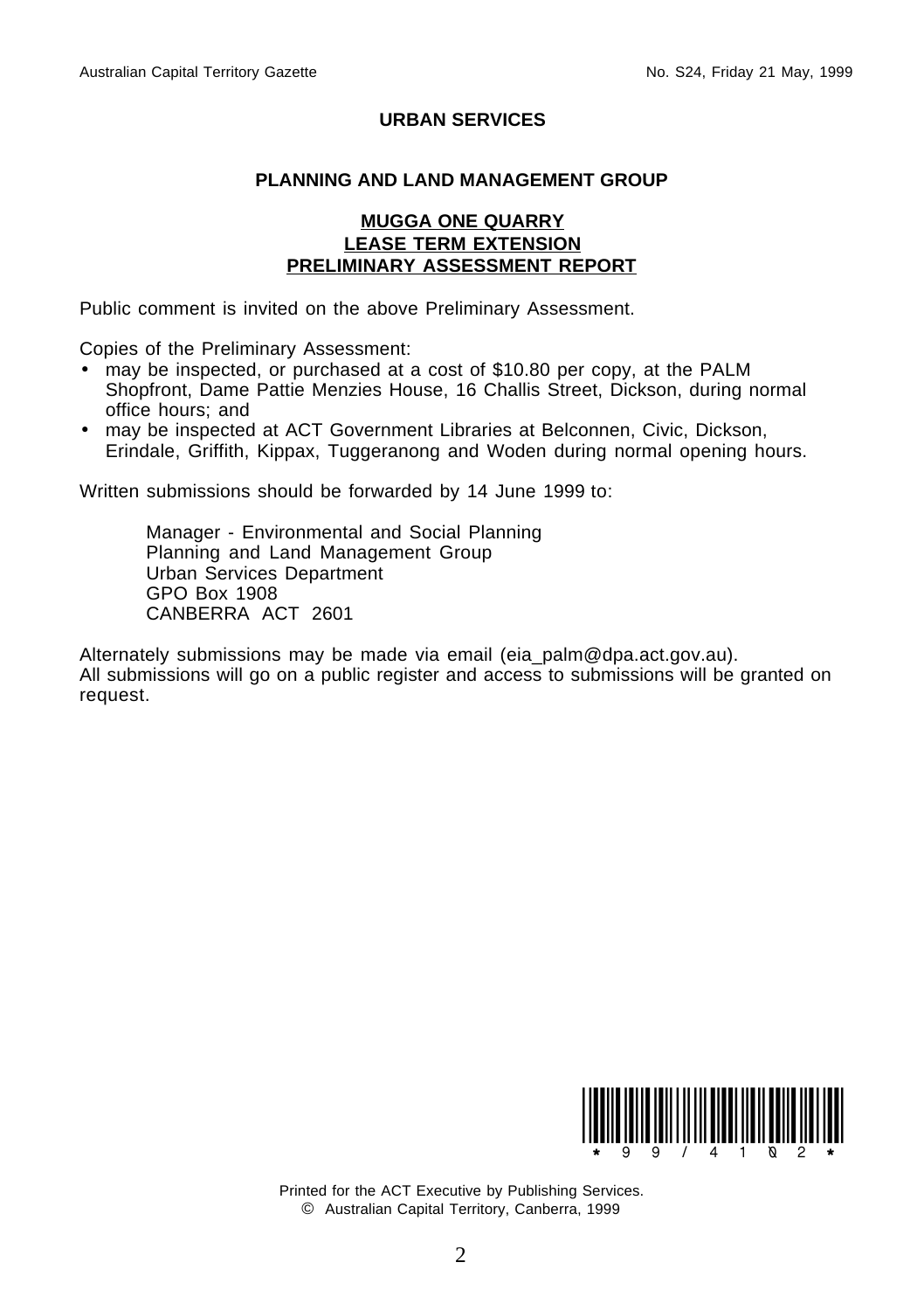## URBAN SERVICES

### PLANNING AND LAND MANAGEMENT GROUP

### MUGGA ONE QUARRY
### LEASE TERM EXTENSION
### PRELIMINARY ASSESSMENT REPORT

Public comment is invited on the above Preliminary Assessment.

Copies of the Preliminary Assessment:

- may be inspected, or purchased at a cost of $10.80 per copy, at the PALM Shopfront, Dame Pattie Menzies House, 16 Challis Street, Dickson, during normal office hours; and
- may be inspected at ACT Government Libraries at Belconnen, Civic, Dickson, Erindale, Griffith, Kippax, Tuggeranong and Woden during normal opening hours.

Written submissions should be forwarded by 14 June 1999 to:

Manager - Environmental and Social Planning
Planning and Land Management Group
Urban Services Department
GPO Box 1908
CANBERRA ACT 2601

Alternately submissions may be made via email (eia_palm@dpa.act.gov.au).
All submissions will go on a public register and access to submissions will be granted on request.

*99/41002*

Printed for the ACT Executive by Publishing Services.
© Australian Capital Territory, Canberra, 1999